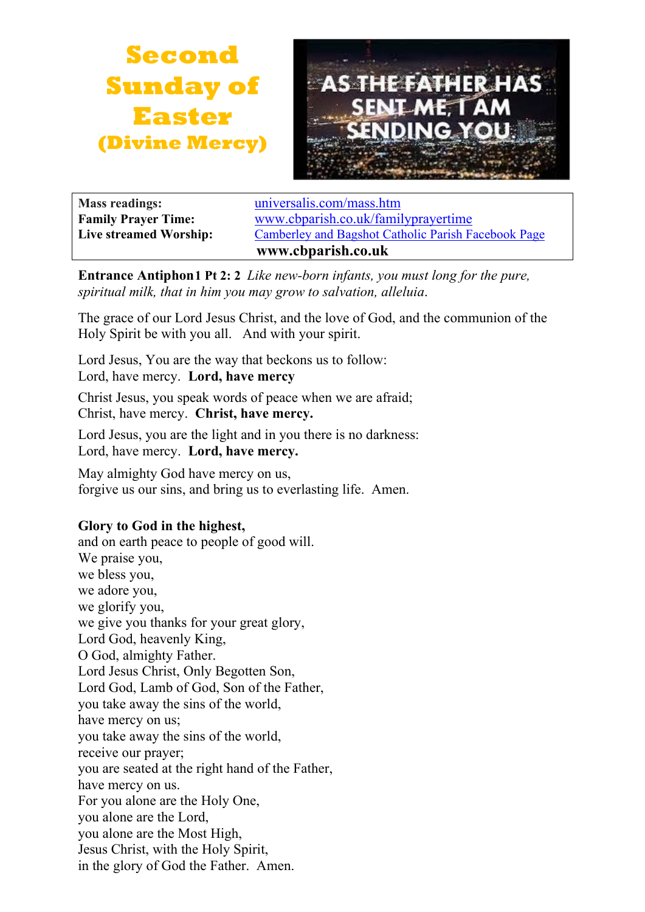# Second Sunday of Easter

## (Divine Mercy)

AS THE FATHER HAS SENT ME, I AM SENDING YOU

| | |
|---|---|
| **Mass readings:** | universalis.com/mass.htm |
| **Family Prayer Time:** | www.cbparish.co.uk/familyprayertime |
| **Live streamed Worship:** | Camberley and Bagshot Catholic Parish Facebook Page |
| | **www.cbparish.co.uk** |

**Entrance Antiphon 1 Pt 2: 2** *Like new-born infants, you must long for the pure, spiritual milk, that in him you may grow to salvation, alleluia.*

The grace of our Lord Jesus Christ, and the love of God, and the communion of the Holy Spirit be with you all. And with your spirit.

Lord Jesus, You are the way that beckons us to follow:
Lord, have mercy. **Lord, have mercy**

Christ Jesus, you speak words of peace when we are afraid;
Christ, have mercy. **Christ, have mercy.**

Lord Jesus, you are the light and in you there is no darkness:
Lord, have mercy. **Lord, have mercy.**

May almighty God have mercy on us,
forgive us our sins, and bring us to everlasting life. Amen.

**Glory to God in the highest,**
and on earth peace to people of good will.
We praise you,
we bless you,
we adore you,
we glorify you,
we give you thanks for your great glory,
Lord God, heavenly King,
O God, almighty Father.
Lord Jesus Christ, Only Begotten Son,
Lord God, Lamb of God, Son of the Father,
you take away the sins of the world,
have mercy on us;
you take away the sins of the world,
receive our prayer;
you are seated at the right hand of the Father,
have mercy on us.
For you alone are the Holy One,
you alone are the Lord,
you alone are the Most High,
Jesus Christ, with the Holy Spirit,
in the glory of God the Father. Amen.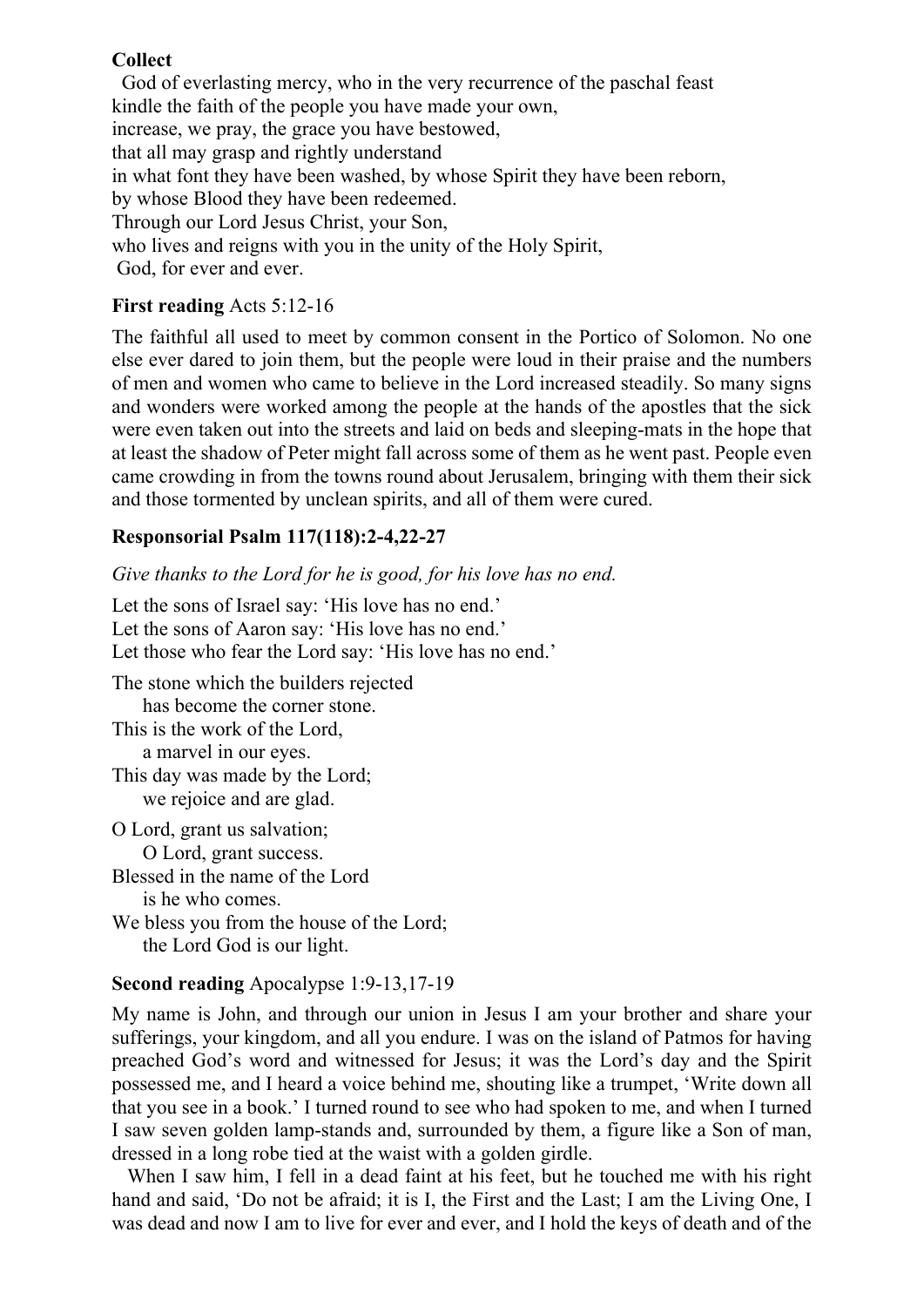**Collect**

God of everlasting mercy, who in the very recurrence of the paschal feast
kindle the faith of the people you have made your own,
increase, we pray, the grace you have bestowed,
that all may grasp and rightly understand
in what font they have been washed, by whose Spirit they have been reborn,
by whose Blood they have been redeemed.
Through our Lord Jesus Christ, your Son,
who lives and reigns with you in the unity of the Holy Spirit,
God, for ever and ever.

**First reading** Acts 5:12-16

The faithful all used to meet by common consent in the Portico of Solomon. No one else ever dared to join them, but the people were loud in their praise and the numbers of men and women who came to believe in the Lord increased steadily. So many signs and wonders were worked among the people at the hands of the apostles that the sick were even taken out into the streets and laid on beds and sleeping-mats in the hope that at least the shadow of Peter might fall across some of them as he went past. People even came crowding in from the towns round about Jerusalem, bringing with them their sick and those tormented by unclean spirits, and all of them were cured.

**Responsorial Psalm 117(118):2-4,22-27**

*Give thanks to the Lord for he is good, for his love has no end.*

Let the sons of Israel say: 'His love has no end.'
Let the sons of Aaron say: 'His love has no end.'
Let those who fear the Lord say: 'His love has no end.'

The stone which the builders rejected
has become the corner stone.
This is the work of the Lord,
a marvel in our eyes.
This day was made by the Lord;
we rejoice and are glad.

O Lord, grant us salvation;
O Lord, grant success.
Blessed in the name of the Lord
is he who comes.
We bless you from the house of the Lord;
the Lord God is our light.

**Second reading** Apocalypse 1:9-13,17-19

My name is John, and through our union in Jesus I am your brother and share your sufferings, your kingdom, and all you endure. I was on the island of Patmos for having preached God's word and witnessed for Jesus; it was the Lord's day and the Spirit possessed me, and I heard a voice behind me, shouting like a trumpet, 'Write down all that you see in a book.' I turned round to see who had spoken to me, and when I turned I saw seven golden lamp-stands and, surrounded by them, a figure like a Son of man, dressed in a long robe tied at the waist with a golden girdle.

When I saw him, I fell in a dead faint at his feet, but he touched me with his right hand and said, 'Do not be afraid; it is I, the First and the Last; I am the Living One, I was dead and now I am to live for ever and ever, and I hold the keys of death and of the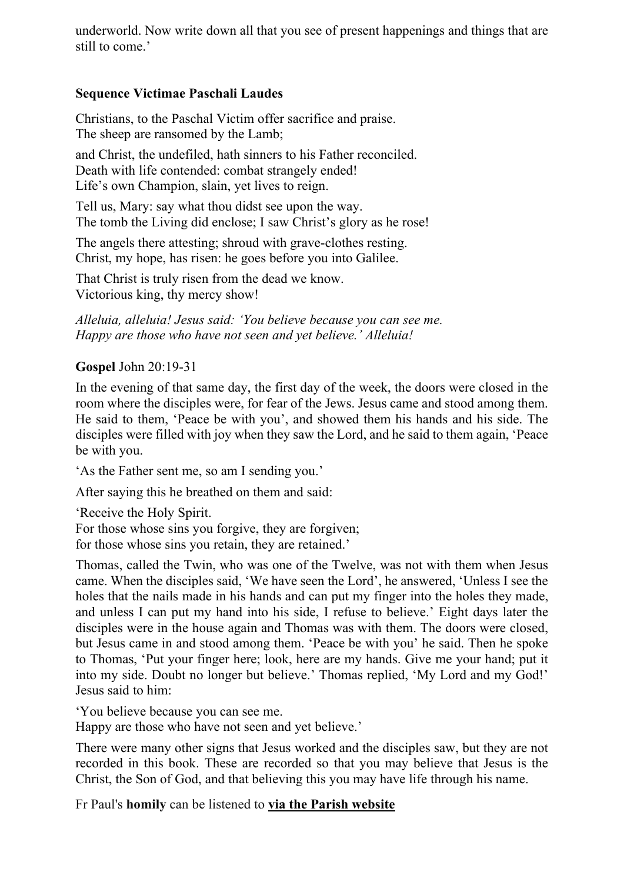underworld. Now write down all that you see of present happenings and things that are still to come.'

**Sequence Victimae Paschali Laudes**

Christians, to the Paschal Victim offer sacrifice and praise.
The sheep are ransomed by the Lamb;

and Christ, the undefiled, hath sinners to his Father reconciled.
Death with life contended: combat strangely ended!
Life's own Champion, slain, yet lives to reign.

Tell us, Mary: say what thou didst see upon the way.
The tomb the Living did enclose; I saw Christ's glory as he rose!

The angels there attesting; shroud with grave-clothes resting.
Christ, my hope, has risen: he goes before you into Galilee.

That Christ is truly risen from the dead we know.
Victorious king, thy mercy show!

*Alleluia, alleluia! Jesus said: 'You believe because you can see me.*
*Happy are those who have not seen and yet believe.' Alleluia!*

**Gospel** John 20:19-31

In the evening of that same day, the first day of the week, the doors were closed in the room where the disciples were, for fear of the Jews. Jesus came and stood among them. He said to them, 'Peace be with you', and showed them his hands and his side. The disciples were filled with joy when they saw the Lord, and he said to them again, 'Peace be with you.

'As the Father sent me, so am I sending you.'

After saying this he breathed on them and said:

'Receive the Holy Spirit.
For those whose sins you forgive, they are forgiven;
for those whose sins you retain, they are retained.'

Thomas, called the Twin, who was one of the Twelve, was not with them when Jesus came. When the disciples said, 'We have seen the Lord', he answered, 'Unless I see the holes that the nails made in his hands and can put my finger into the holes they made, and unless I can put my hand into his side, I refuse to believe.' Eight days later the disciples were in the house again and Thomas was with them. The doors were closed, but Jesus came in and stood among them. 'Peace be with you' he said. Then he spoke to Thomas, 'Put your finger here; look, here are my hands. Give me your hand; put it into my side. Doubt no longer but believe.' Thomas replied, 'My Lord and my God!' Jesus said to him:

'You believe because you can see me.
Happy are those who have not seen and yet believe.'

There were many other signs that Jesus worked and the disciples saw, but they are not recorded in this book. These are recorded so that you may believe that Jesus is the Christ, the Son of God, and that believing this you may have life through his name.

Fr Paul's **homily** can be listened to **via the Parish website**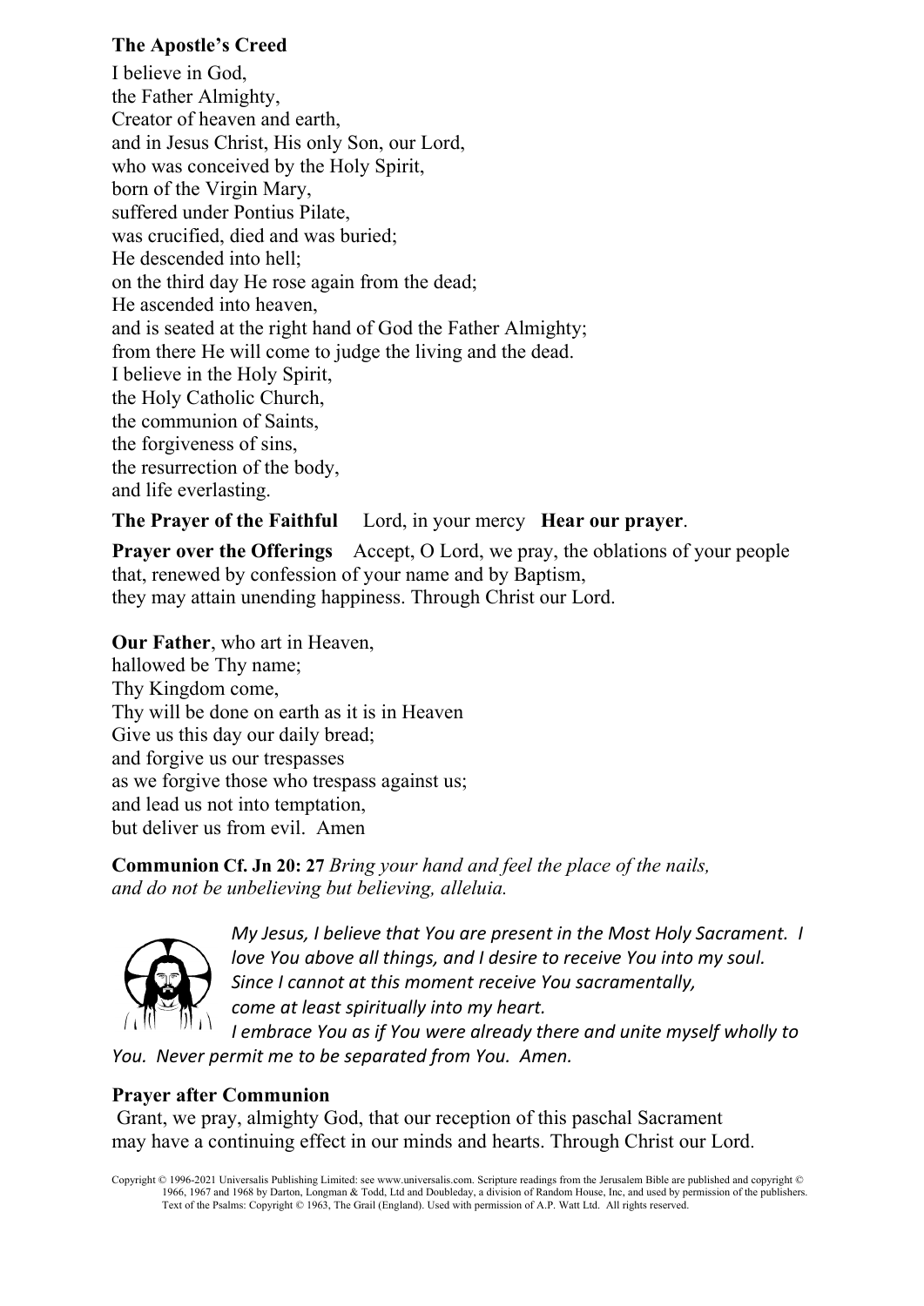**The Apostle's Creed**

I believe in God,
the Father Almighty,
Creator of heaven and earth,
and in Jesus Christ, His only Son, our Lord,
who was conceived by the Holy Spirit,
born of the Virgin Mary,
suffered under Pontius Pilate,
was crucified, died and was buried;
He descended into hell;
on the third day He rose again from the dead;
He ascended into heaven,
and is seated at the right hand of God the Father Almighty;
from there He will come to judge the living and the dead.
I believe in the Holy Spirit,
the Holy Catholic Church,
the communion of Saints,
the forgiveness of sins,
the resurrection of the body,
and life everlasting.

**The Prayer of the Faithful** Lord, in your mercy **Hear our prayer**.

**Prayer over the Offerings** Accept, O Lord, we pray, the oblations of your people
that, renewed by confession of your name and by Baptism,
they may attain unending happiness. Through Christ our Lord.

**Our Father**, who art in Heaven,
hallowed be Thy name;
Thy Kingdom come,
Thy will be done on earth as it is in Heaven
Give us this day our daily bread;
and forgive us our trespasses
as we forgive those who trespass against us;
and lead us not into temptation,
but deliver us from evil. Amen

**Communion Cf. Jn 20: 27** *Bring your hand and feel the place of the nails,
and do not be unbelieving but believing, alleluia.*

*My Jesus, I believe that You are present in the Most Holy Sacrament. I love You above all things, and I desire to receive You into my soul. Since I cannot at this moment receive You sacramentally, come at least spiritually into my heart. I embrace You as if You were already there and unite myself wholly to You. Never permit me to be separated from You. Amen.*

**Prayer after Communion**

Grant, we pray, almighty God, that our reception of this paschal Sacrament
may have a continuing effect in our minds and hearts. Through Christ our Lord.

Copyright © 1996-2021 Universalis Publishing Limited: see www.universalis.com. Scripture readings from the Jerusalem Bible are published and copyright © 1966, 1967 and 1968 by Darton, Longman & Todd, Ltd and Doubleday, a division of Random House, Inc, and used by permission of the publishers. Text of the Psalms: Copyright © 1963, The Grail (England). Used with permission of A.P. Watt Ltd. All rights reserved.